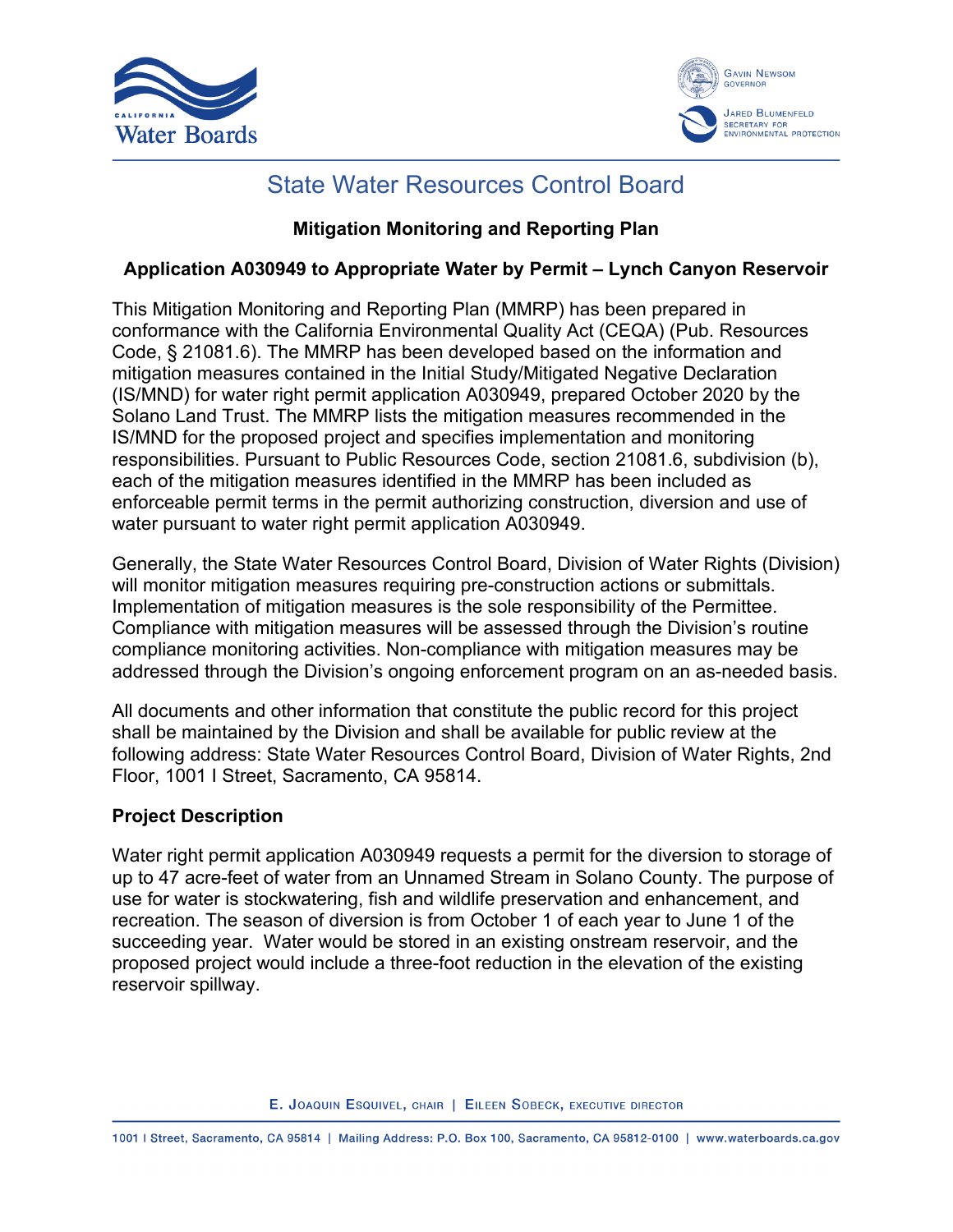# State Water Resources Control Board

**Mitigation Monitoring and Reporting Plan**

**Application A030949 to Appropriate Water by Permit – Lynch Canyon Reservoir**

This Mitigation Monitoring and Reporting Plan (MMRP) has been prepared in conformance with the California Environmental Quality Act (CEQA) (Pub. Resources Code, § 21081.6). The MMRP has been developed based on the information and mitigation measures contained in the Initial Study/Mitigated Negative Declaration (IS/MND) for water right permit application A030949, prepared October 2020 by the Solano Land Trust. The MMRP lists the mitigation measures recommended in the IS/MND for the proposed project and specifies implementation and monitoring responsibilities. Pursuant to Public Resources Code, section 21081.6, subdivision (b), each of the mitigation measures identified in the MMRP has been included as enforceable permit terms in the permit authorizing construction, diversion and use of water pursuant to water right permit application A030949.

Generally, the State Water Resources Control Board, Division of Water Rights (Division) will monitor mitigation measures requiring pre-construction actions or submittals. Implementation of mitigation measures is the sole responsibility of the Permittee. Compliance with mitigation measures will be assessed through the Division's routine compliance monitoring activities. Non-compliance with mitigation measures may be addressed through the Division's ongoing enforcement program on an as-needed basis.

All documents and other information that constitute the public record for this project shall be maintained by the Division and shall be available for public review at the following address: State Water Resources Control Board, Division of Water Rights, 2nd Floor, 1001 I Street, Sacramento, CA 95814.

## Project Description

Water right permit application A030949 requests a permit for the diversion to storage of up to 47 acre-feet of water from an Unnamed Stream in Solano County. The purpose of use for water is stockwatering, fish and wildlife preservation and enhancement, and recreation. The season of diversion is from October 1 of each year to June 1 of the succeeding year. Water would be stored in an existing onstream reservoir, and the proposed project would include a three-foot reduction in the elevation of the existing reservoir spillway.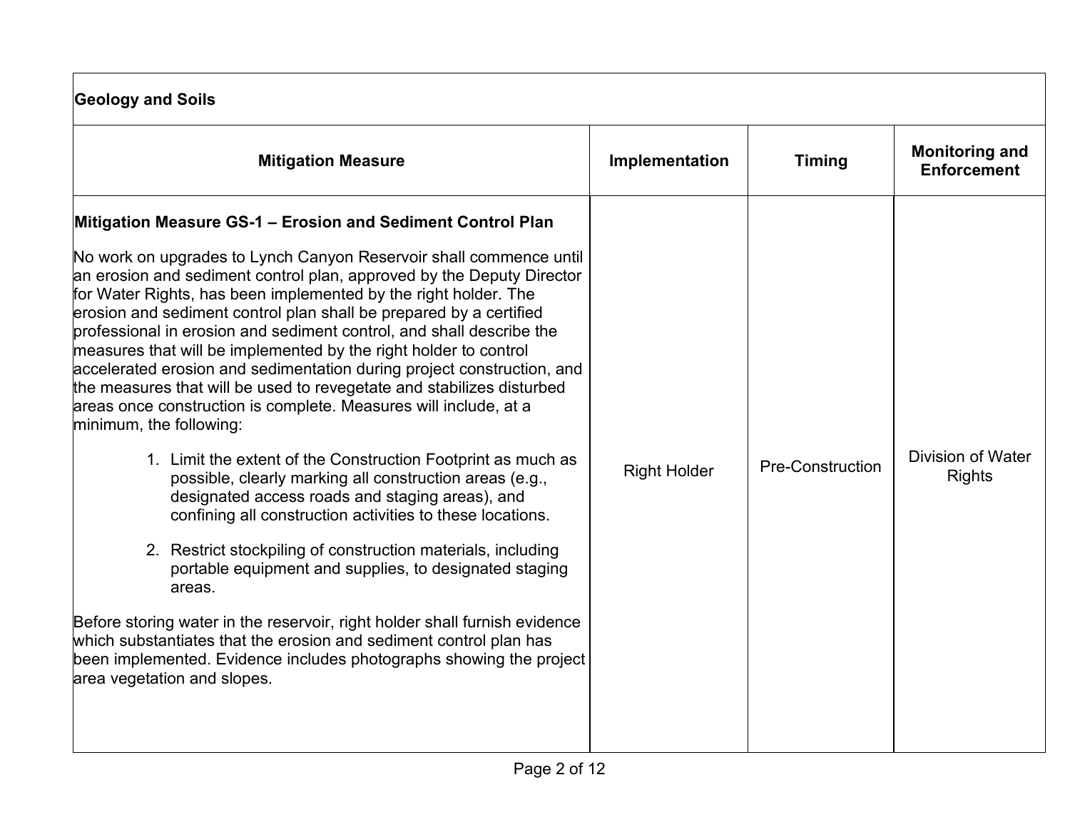## Geology and Soils

| Mitigation Measure | Implementation | Timing | Monitoring and Enforcement |
|---|---|---|---|
| **Mitigation Measure GS-1 – Erosion and Sediment Control Plan**<br><br>No work on upgrades to Lynch Canyon Reservoir shall commence until an erosion and sediment control plan, approved by the Deputy Director for Water Rights, has been implemented by the right holder. The erosion and sediment control plan shall be prepared by a certified professional in erosion and sediment control, and shall describe the measures that will be implemented by the right holder to control accelerated erosion and sedimentation during project construction, and the measures that will be used to revegetate and stabilizes disturbed areas once construction is complete. Measures will include, at a minimum, the following:<br><br>1. Limit the extent of the Construction Footprint as much as possible, clearly marking all construction areas (e.g., designated access roads and staging areas), and confining all construction activities to these locations.<br><br>2. Restrict stockpiling of construction materials, including portable equipment and supplies, to designated staging areas.<br><br>Before storing water in the reservoir, right holder shall furnish evidence which substantiates that the erosion and sediment control plan has been implemented. Evidence includes photographs showing the project area vegetation and slopes. | Right Holder | Pre-Construction | Division of Water Rights |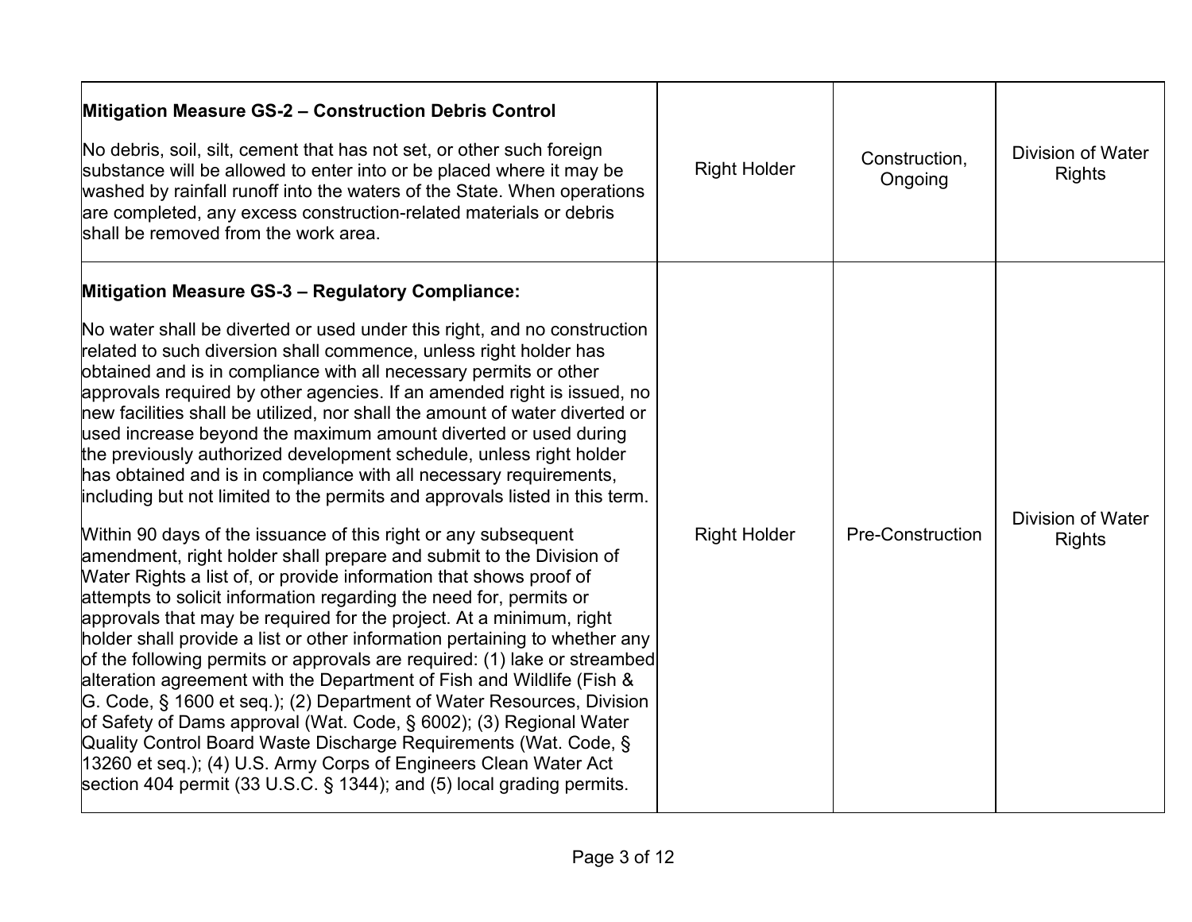| | | | |
|---|---|---|---|
| **Mitigation Measure GS-2 – Construction Debris Control**<br><br>No debris, soil, silt, cement that has not set, or other such foreign substance will be allowed to enter into or be placed where it may be washed by rainfall runoff into the waters of the State. When operations are completed, any excess construction-related materials or debris shall be removed from the work area. | Right Holder | Construction, Ongoing | Division of Water Rights |
| **Mitigation Measure GS-3 – Regulatory Compliance:**<br><br>No water shall be diverted or used under this right, and no construction related to such diversion shall commence, unless right holder has obtained and is in compliance with all necessary permits or other approvals required by other agencies. If an amended right is issued, no new facilities shall be utilized, nor shall the amount of water diverted or used increase beyond the maximum amount diverted or used during the previously authorized development schedule, unless right holder has obtained and is in compliance with all necessary requirements, including but not limited to the permits and approvals listed in this term.<br><br>Within 90 days of the issuance of this right or any subsequent amendment, right holder shall prepare and submit to the Division of Water Rights a list of, or provide information that shows proof of attempts to solicit information regarding the need for, permits or approvals that may be required for the project. At a minimum, right holder shall provide a list or other information pertaining to whether any of the following permits or approvals are required: (1) lake or streambed alteration agreement with the Department of Fish and Wildlife (Fish & G. Code, § 1600 et seq.); (2) Department of Water Resources, Division of Safety of Dams approval (Wat. Code, § 6002); (3) Regional Water Quality Control Board Waste Discharge Requirements (Wat. Code, § 13260 et seq.); (4) U.S. Army Corps of Engineers Clean Water Act section 404 permit (33 U.S.C. § 1344); and (5) local grading permits. | Right Holder | Pre-Construction | Division of Water Rights |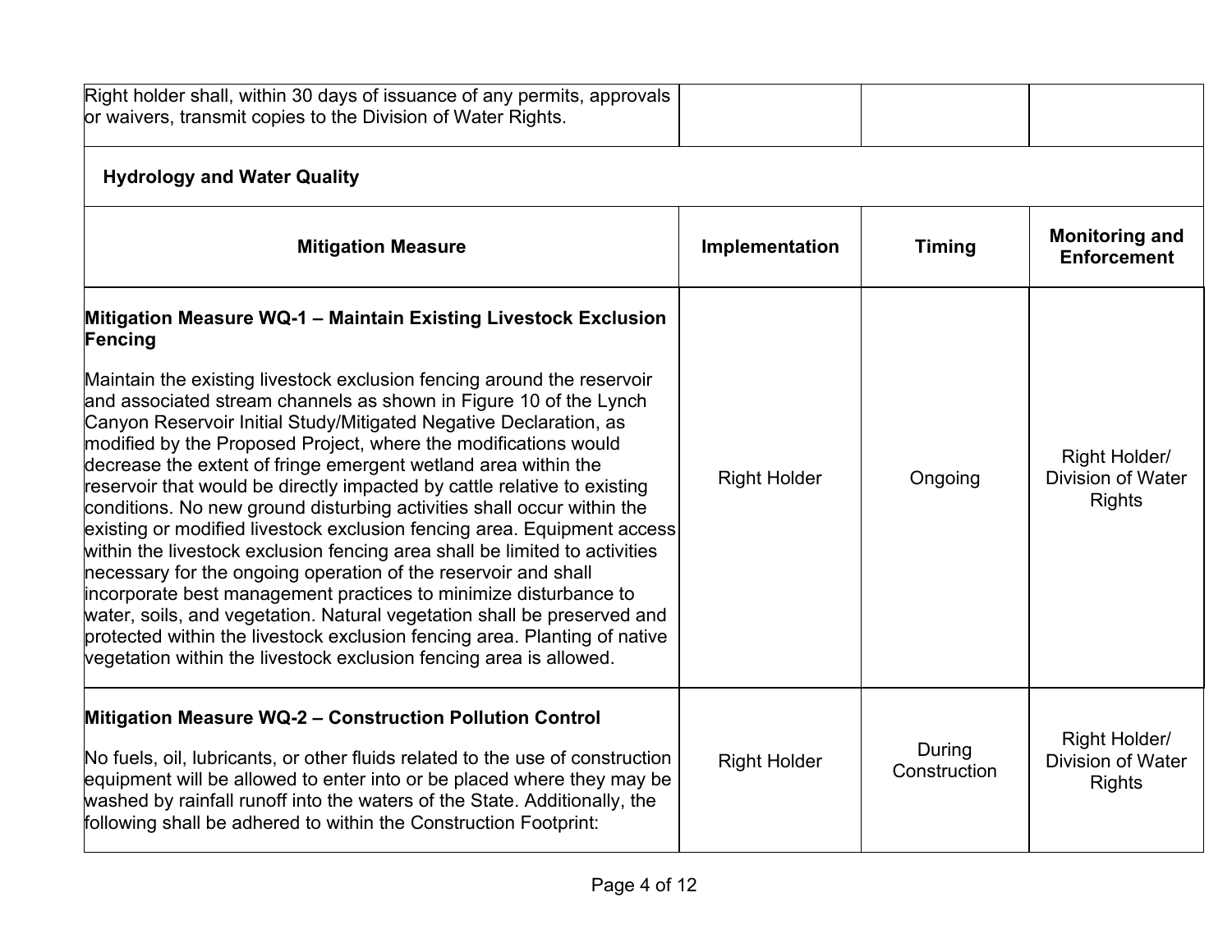| | | | |
|---|---|---|---|
| Right holder shall, within 30 days of issuance of any permits, approvals or waivers, transmit copies to the Division of Water Rights. | | | |

**Hydrology and Water Quality**

| Mitigation Measure | Implementation | Timing | Monitoring and Enforcement |
|---|---|---|---|
| **Mitigation Measure WQ-1 – Maintain Existing Livestock Exclusion Fencing**<br><br>Maintain the existing livestock exclusion fencing around the reservoir and associated stream channels as shown in Figure 10 of the Lynch Canyon Reservoir Initial Study/Mitigated Negative Declaration, as modified by the Proposed Project, where the modifications would decrease the extent of fringe emergent wetland area within the reservoir that would be directly impacted by cattle relative to existing conditions. No new ground disturbing activities shall occur within the existing or modified livestock exclusion fencing area. Equipment access within the livestock exclusion fencing area shall be limited to activities necessary for the ongoing operation of the reservoir and shall incorporate best management practices to minimize disturbance to water, soils, and vegetation. Natural vegetation shall be preserved and protected within the livestock exclusion fencing area. Planting of native vegetation within the livestock exclusion fencing area is allowed. | Right Holder | Ongoing | Right Holder/ Division of Water Rights |
| **Mitigation Measure WQ-2 – Construction Pollution Control**<br><br>No fuels, oil, lubricants, or other fluids related to the use of construction equipment will be allowed to enter into or be placed where they may be washed by rainfall runoff into the waters of the State. Additionally, the following shall be adhered to within the Construction Footprint: | Right Holder | During Construction | Right Holder/ Division of Water Rights |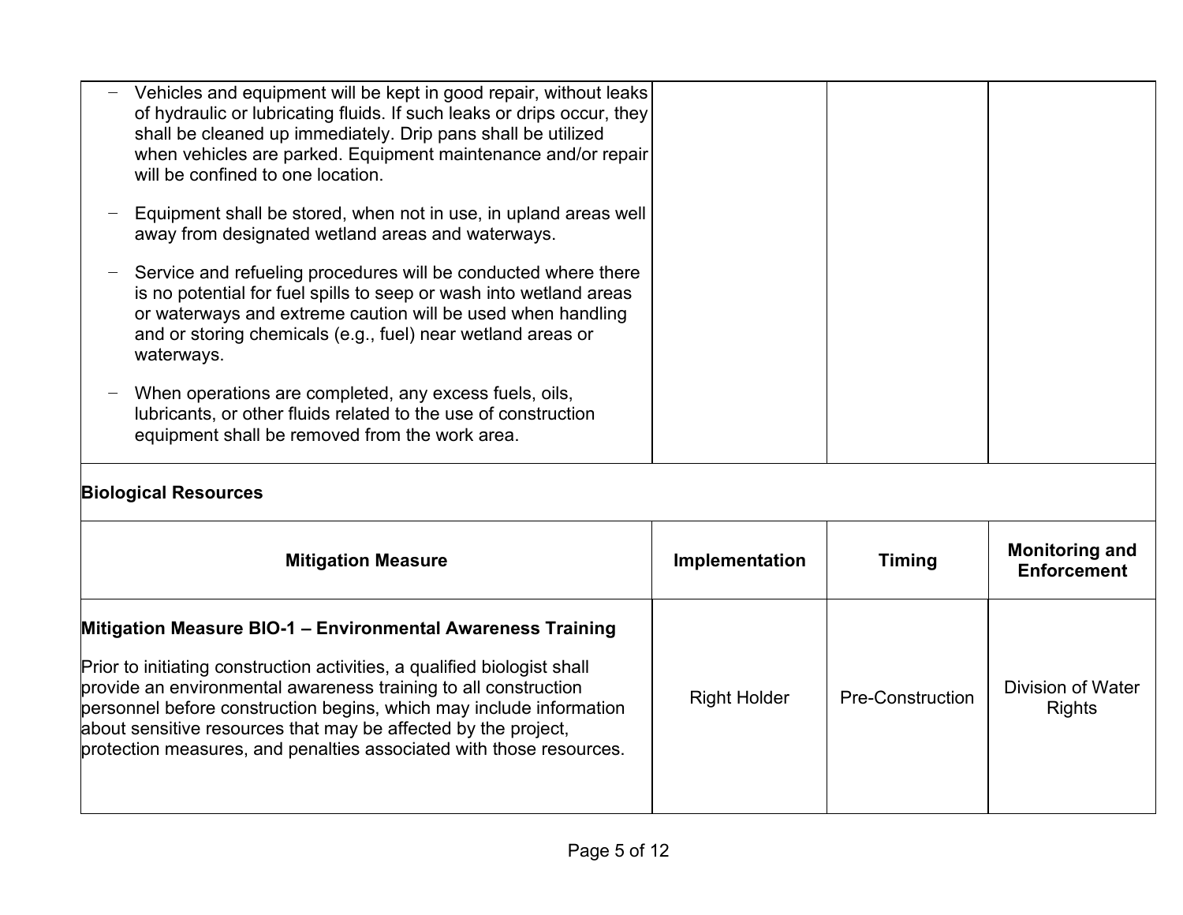| | | | |
|---|---|---|---|
| – Vehicles and equipment will be kept in good repair, without leaks of hydraulic or lubricating fluids. If such leaks or drips occur, they shall be cleaned up immediately. Drip pans shall be utilized when vehicles are parked. Equipment maintenance and/or repair will be confined to one location.<br><br>– Equipment shall be stored, when not in use, in upland areas well away from designated wetland areas and waterways.<br><br>– Service and refueling procedures will be conducted where there is no potential for fuel spills to seep or wash into wetland areas or waterways and extreme caution will be used when handling and or storing chemicals (e.g., fuel) near wetland areas or waterways.<br><br>– When operations are completed, any excess fuels, oils, lubricants, or other fluids related to the use of construction equipment shall be removed from the work area. | | | |

**Biological Resources**

| Mitigation Measure | Implementation | Timing | Monitoring and Enforcement |
|---|---|---|---|
| **Mitigation Measure BIO-1 – Environmental Awareness Training**<br><br>Prior to initiating construction activities, a qualified biologist shall provide an environmental awareness training to all construction personnel before construction begins, which may include information about sensitive resources that may be affected by the project, protection measures, and penalties associated with those resources. | Right Holder | Pre-Construction | Division of Water Rights |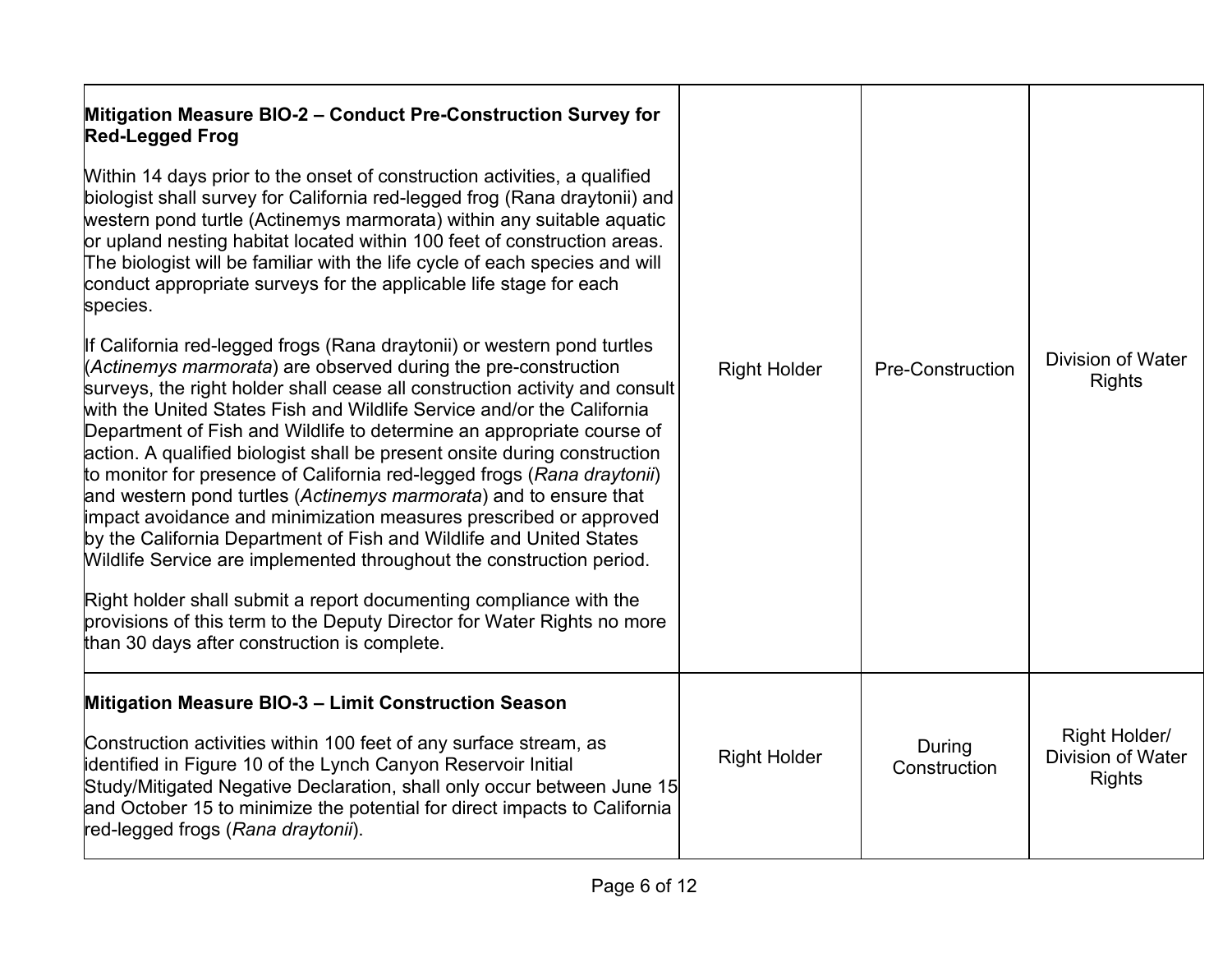| | | | |
|---|---|---|---|
| **Mitigation Measure BIO-2 – Conduct Pre-Construction Survey for Red-Legged Frog**<br><br>Within 14 days prior to the onset of construction activities, a qualified biologist shall survey for California red-legged frog (Rana draytonii) and western pond turtle (Actinemys marmorata) within any suitable aquatic or upland nesting habitat located within 100 feet of construction areas. The biologist will be familiar with the life cycle of each species and will conduct appropriate surveys for the applicable life stage for each species.<br><br>If California red-legged frogs (Rana draytonii) or western pond turtles (*Actinemys marmorata*) are observed during the pre-construction surveys, the right holder shall cease all construction activity and consult with the United States Fish and Wildlife Service and/or the California Department of Fish and Wildlife to determine an appropriate course of action. A qualified biologist shall be present onsite during construction to monitor for presence of California red-legged frogs (*Rana draytonii*) and western pond turtles (*Actinemys marmorata*) and to ensure that impact avoidance and minimization measures prescribed or approved by the California Department of Fish and Wildlife and United States Wildlife Service are implemented throughout the construction period.<br><br>Right holder shall submit a report documenting compliance with the provisions of this term to the Deputy Director for Water Rights no more than 30 days after construction is complete. | Right Holder | Pre-Construction | Division of Water Rights |
| **Mitigation Measure BIO-3 – Limit Construction Season**<br><br>Construction activities within 100 feet of any surface stream, as identified in Figure 10 of the Lynch Canyon Reservoir Initial Study/Mitigated Negative Declaration, shall only occur between June 15 and October 15 to minimize the potential for direct impacts to California red-legged frogs (*Rana draytonii*). | Right Holder | During Construction | Right Holder/ Division of Water Rights |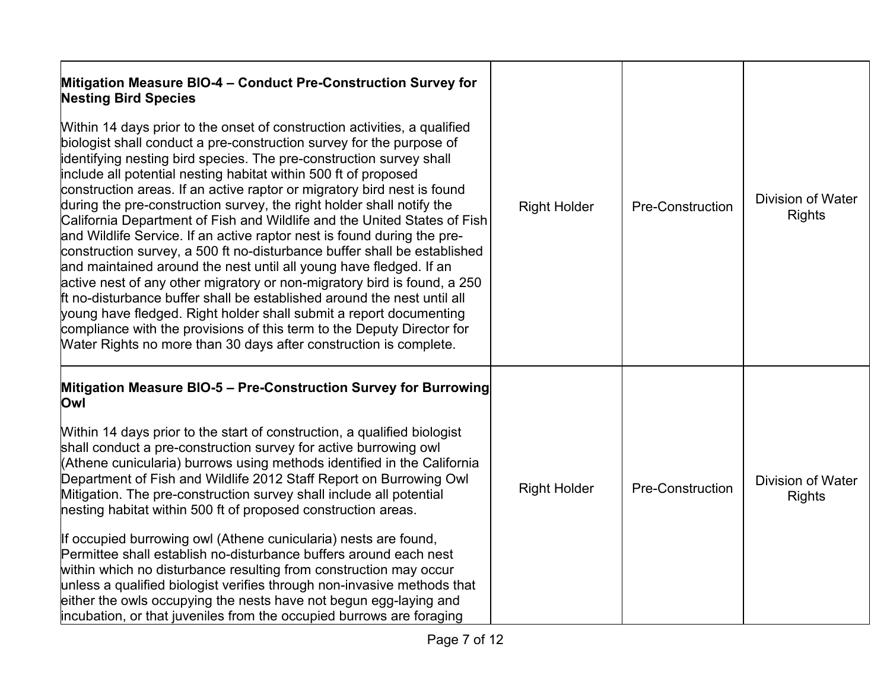| | | | |
|---|---|---|---|
| **Mitigation Measure BIO-4 – Conduct Pre-Construction Survey for Nesting Bird Species**<br><br>Within 14 days prior to the onset of construction activities, a qualified biologist shall conduct a pre-construction survey for the purpose of identifying nesting bird species. The pre-construction survey shall include all potential nesting habitat within 500 ft of proposed construction areas. If an active raptor or migratory bird nest is found during the pre-construction survey, the right holder shall notify the California Department of Fish and Wildlife and the United States of Fish and Wildlife Service. If an active raptor nest is found during the pre-construction survey, a 500 ft no-disturbance buffer shall be established and maintained around the nest until all young have fledged. If an active nest of any other migratory or non-migratory bird is found, a 250 ft no-disturbance buffer shall be established around the nest until all young have fledged. Right holder shall submit a report documenting compliance with the provisions of this term to the Deputy Director for Water Rights no more than 30 days after construction is complete. | Right Holder | Pre-Construction | Division of Water Rights |
| **Mitigation Measure BIO-5 – Pre-Construction Survey for Burrowing Owl**<br><br>Within 14 days prior to the start of construction, a qualified biologist shall conduct a pre-construction survey for active burrowing owl (Athene cunicularia) burrows using methods identified in the California Department of Fish and Wildlife 2012 Staff Report on Burrowing Owl Mitigation. The pre-construction survey shall include all potential nesting habitat within 500 ft of proposed construction areas.<br><br>If occupied burrowing owl (Athene cunicularia) nests are found, Permittee shall establish no-disturbance buffers around each nest within which no disturbance resulting from construction may occur unless a qualified biologist verifies through non-invasive methods that either the owls occupying the nests have not begun egg-laying and incubation, or that juveniles from the occupied burrows are foraging | Right Holder | Pre-Construction | Division of Water Rights |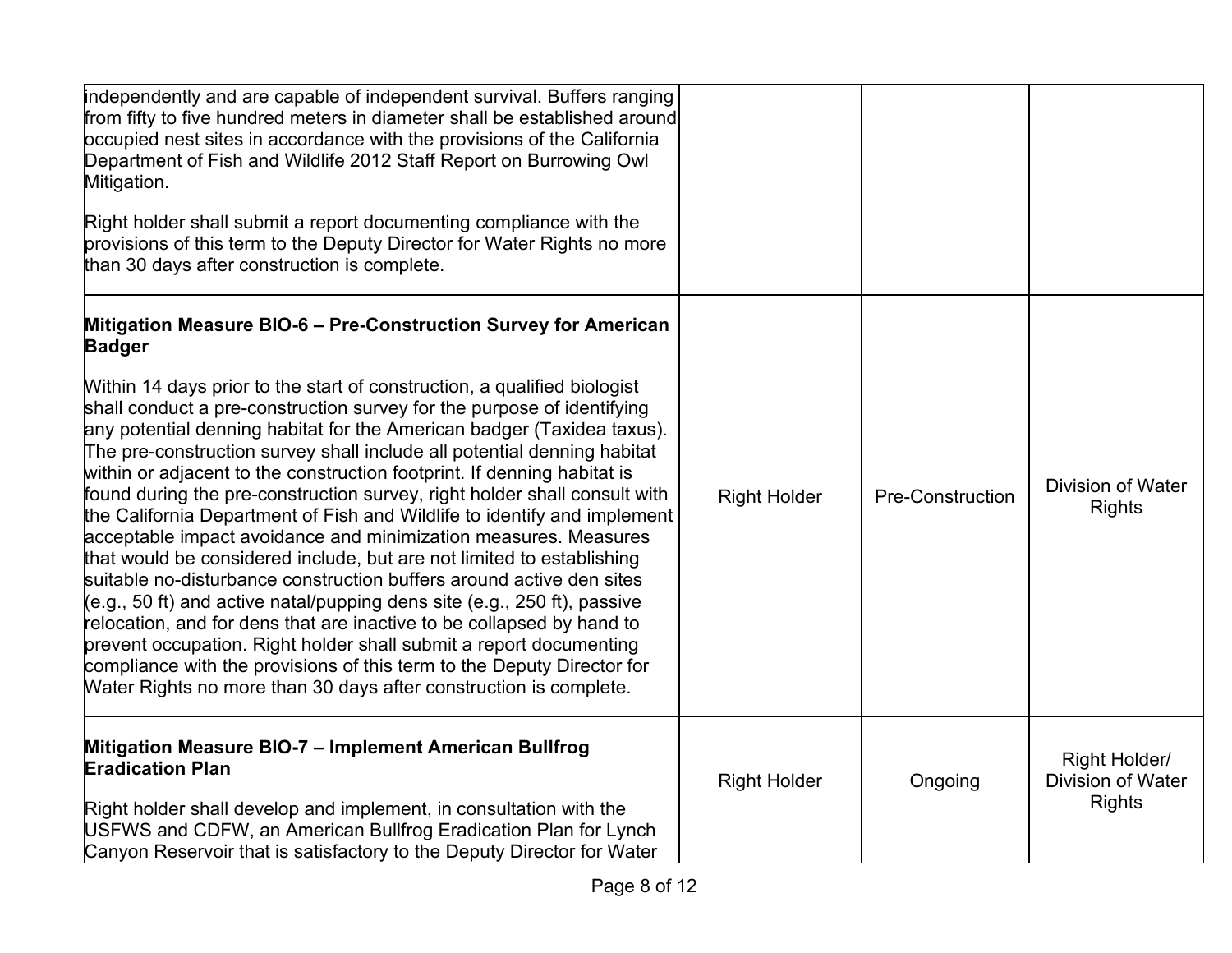| | | | |
|---|---|---|---|
| independently and are capable of independent survival. Buffers ranging from fifty to five hundred meters in diameter shall be established around occupied nest sites in accordance with the provisions of the California Department of Fish and Wildlife 2012 Staff Report on Burrowing Owl Mitigation.<br><br>Right holder shall submit a report documenting compliance with the provisions of this term to the Deputy Director for Water Rights no more than 30 days after construction is complete. | | | |
| **Mitigation Measure BIO-6 – Pre-Construction Survey for American Badger**<br><br>Within 14 days prior to the start of construction, a qualified biologist shall conduct a pre-construction survey for the purpose of identifying any potential denning habitat for the American badger (Taxidea taxus). The pre-construction survey shall include all potential denning habitat within or adjacent to the construction footprint. If denning habitat is found during the pre-construction survey, right holder shall consult with the California Department of Fish and Wildlife to identify and implement acceptable impact avoidance and minimization measures. Measures that would be considered include, but are not limited to establishing suitable no-disturbance construction buffers around active den sites (e.g., 50 ft) and active natal/pupping dens site (e.g., 250 ft), passive relocation, and for dens that are inactive to be collapsed by hand to prevent occupation. Right holder shall submit a report documenting compliance with the provisions of this term to the Deputy Director for Water Rights no more than 30 days after construction is complete. | Right Holder | Pre-Construction | Division of Water Rights |
| **Mitigation Measure BIO-7 – Implement American Bullfrog Eradication Plan**<br><br>Right holder shall develop and implement, in consultation with the USFWS and CDFW, an American Bullfrog Eradication Plan for Lynch Canyon Reservoir that is satisfactory to the Deputy Director for Water | Right Holder | Ongoing | Right Holder/ Division of Water Rights |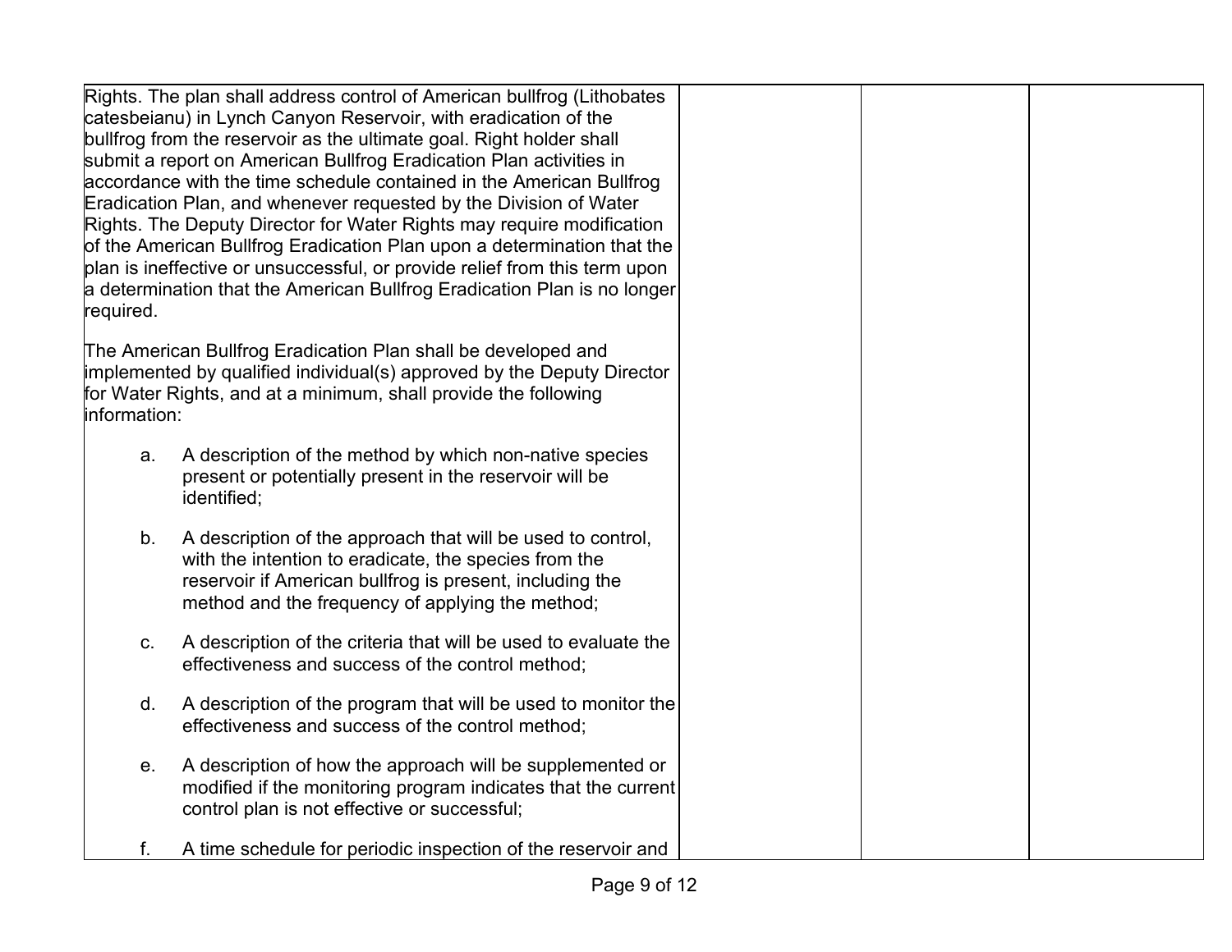| | | | |
|---|---|---|---|
| Rights. The plan shall address control of American bullfrog (Lithobates catesbeianu) in Lynch Canyon Reservoir, with eradication of the bullfrog from the reservoir as the ultimate goal. Right holder shall submit a report on American Bullfrog Eradication Plan activities in accordance with the time schedule contained in the American Bullfrog Eradication Plan, and whenever requested by the Division of Water Rights. The Deputy Director for Water Rights may require modification of the American Bullfrog Eradication Plan upon a determination that the plan is ineffective or unsuccessful, or provide relief from this term upon a determination that the American Bullfrog Eradication Plan is no longer required.<br><br>The American Bullfrog Eradication Plan shall be developed and implemented by qualified individual(s) approved by the Deputy Director for Water Rights, and at a minimum, shall provide the following information:<br><br>a. A description of the method by which non-native species present or potentially present in the reservoir will be identified;<br><br>b. A description of the approach that will be used to control, with the intention to eradicate, the species from the reservoir if American bullfrog is present, including the method and the frequency of applying the method;<br><br>c. A description of the criteria that will be used to evaluate the effectiveness and success of the control method;<br><br>d. A description of the program that will be used to monitor the effectiveness and success of the control method;<br><br>e. A description of how the approach will be supplemented or modified if the monitoring program indicates that the current control plan is not effective or successful;<br><br>f. A time schedule for periodic inspection of the reservoir and | | | |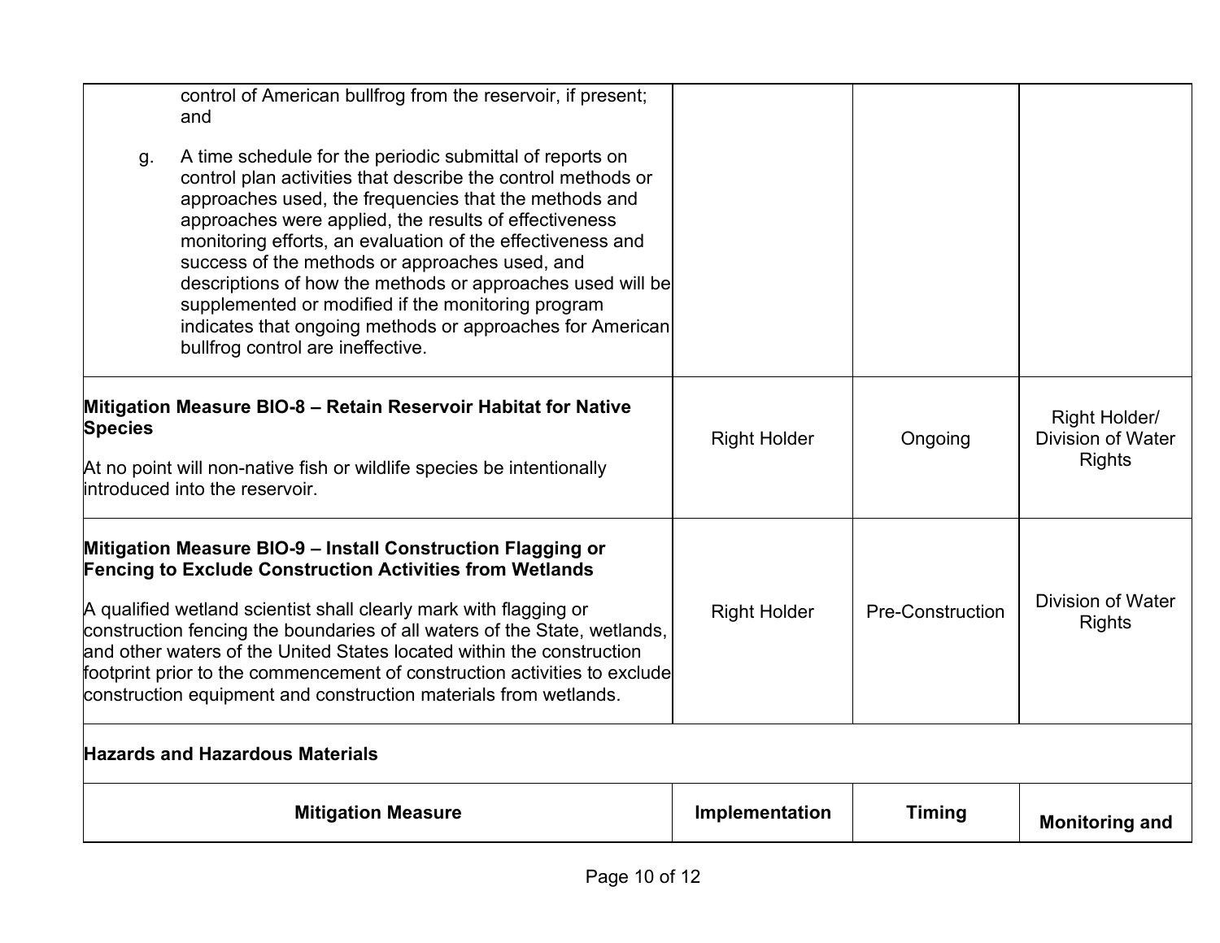| | | | |
|---|---|---|---|
| control of American bullfrog from the reservoir, if present; and<br><br>g. A time schedule for the periodic submittal of reports on control plan activities that describe the control methods or approaches used, the frequencies that the methods and approaches were applied, the results of effectiveness monitoring efforts, an evaluation of the effectiveness and success of the methods or approaches used, and descriptions of how the methods or approaches used will be supplemented or modified if the monitoring program indicates that ongoing methods or approaches for American bullfrog control are ineffective. | | | |
| **Mitigation Measure BIO-8 – Retain Reservoir Habitat for Native Species**<br><br>At no point will non-native fish or wildlife species be intentionally introduced into the reservoir. | Right Holder | Ongoing | Right Holder/ Division of Water Rights |
| **Mitigation Measure BIO-9 – Install Construction Flagging or Fencing to Exclude Construction Activities from Wetlands**<br><br>A qualified wetland scientist shall clearly mark with flagging or construction fencing the boundaries of all waters of the State, wetlands, and other waters of the United States located within the construction footprint prior to the commencement of construction activities to exclude construction equipment and construction materials from wetlands. | Right Holder | Pre-Construction | Division of Water Rights |
| **Hazards and Hazardous Materials** | | | |
| **Mitigation Measure** | **Implementation** | **Timing** | **Monitoring and** |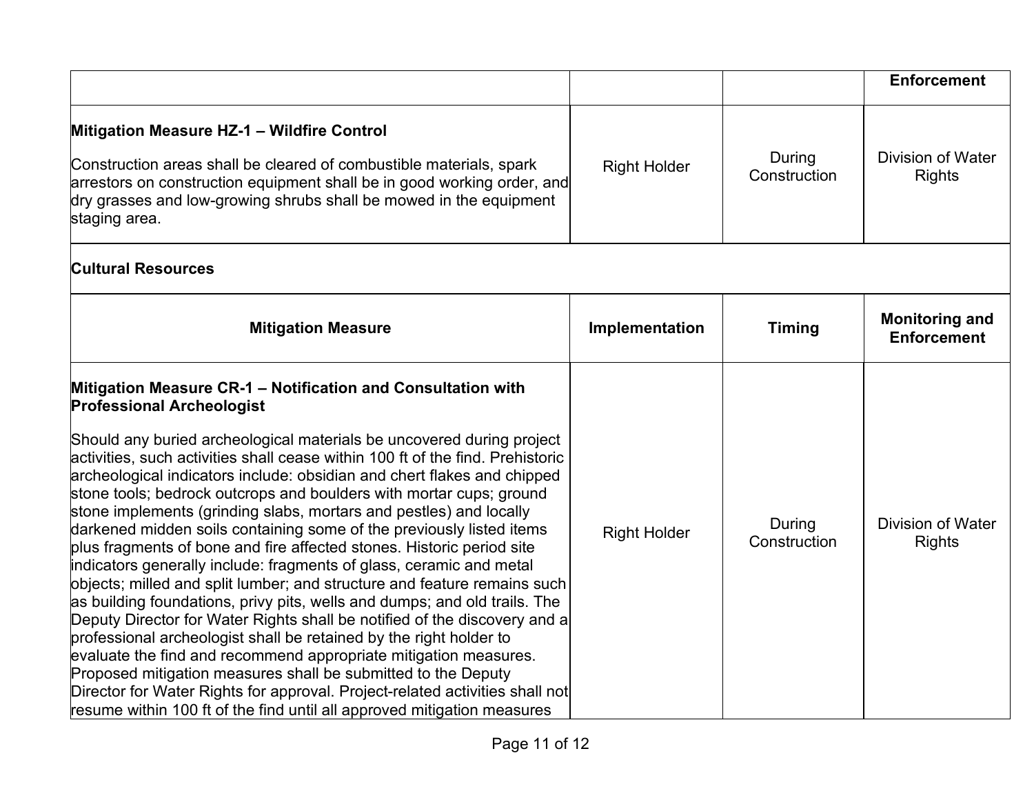| | | | Enforcement |
|---|---|---|---|
| **Mitigation Measure HZ-1 – Wildfire Control**<br><br>Construction areas shall be cleared of combustible materials, spark arrestors on construction equipment shall be in good working order, and dry grasses and low-growing shrubs shall be mowed in the equipment staging area. | Right Holder | During Construction | Division of Water Rights |

**Cultural Resources**

| Mitigation Measure | Implementation | Timing | Monitoring and Enforcement |
|---|---|---|---|
| **Mitigation Measure CR-1 – Notification and Consultation with Professional Archeologist**<br><br>Should any buried archeological materials be uncovered during project activities, such activities shall cease within 100 ft of the find. Prehistoric archeological indicators include: obsidian and chert flakes and chipped stone tools; bedrock outcrops and boulders with mortar cups; ground stone implements (grinding slabs, mortars and pestles) and locally darkened midden soils containing some of the previously listed items plus fragments of bone and fire affected stones. Historic period site indicators generally include: fragments of glass, ceramic and metal objects; milled and split lumber; and structure and feature remains such as building foundations, privy pits, wells and dumps; and old trails. The Deputy Director for Water Rights shall be notified of the discovery and a professional archeologist shall be retained by the right holder to evaluate the find and recommend appropriate mitigation measures. Proposed mitigation measures shall be submitted to the Deputy Director for Water Rights for approval. Project-related activities shall not resume within 100 ft of the find until all approved mitigation measures | Right Holder | During Construction | Division of Water Rights |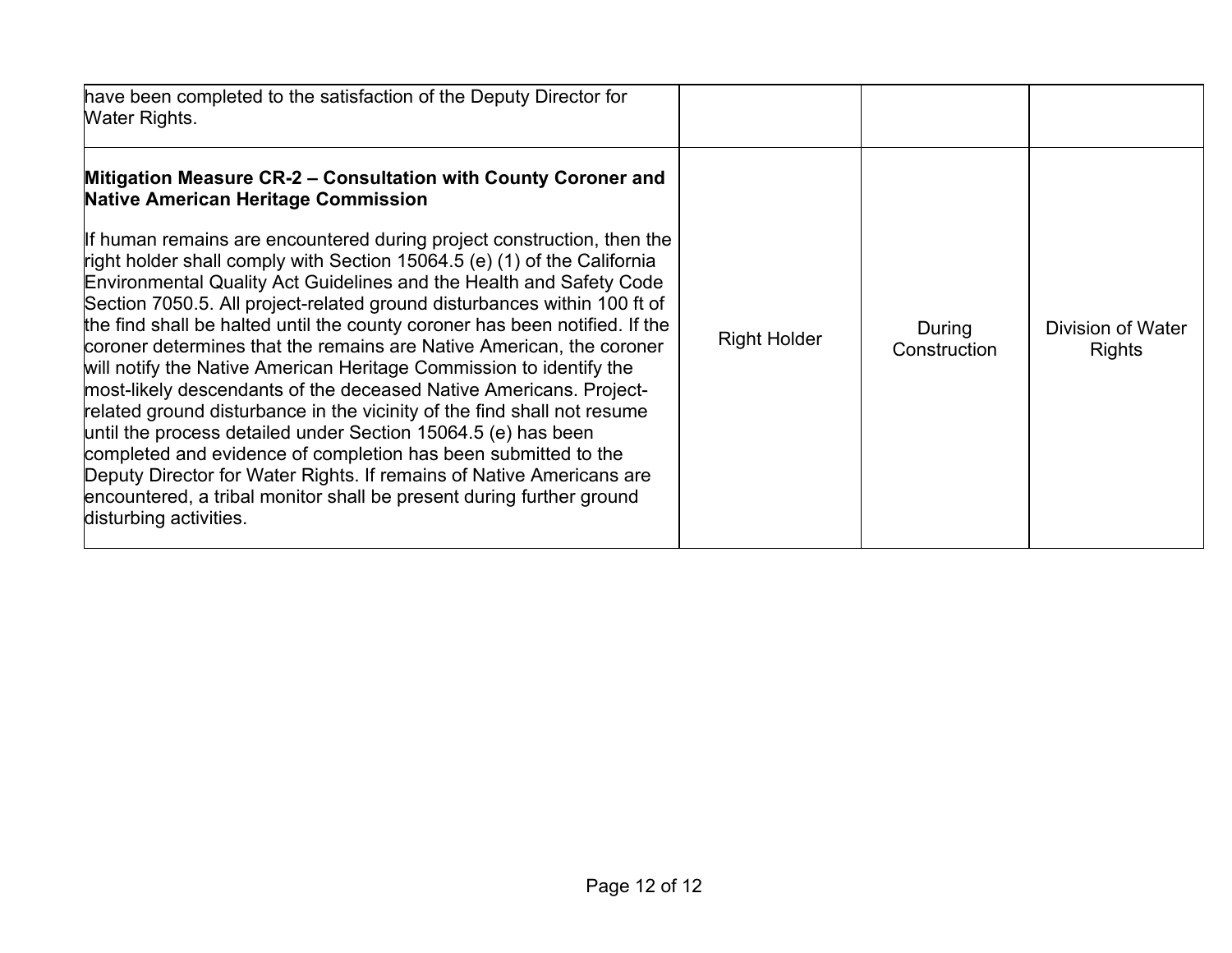| | | | |
|---|---|---|---|
| have been completed to the satisfaction of the Deputy Director for Water Rights. | | | |
| **Mitigation Measure CR-2 – Consultation with County Coroner and Native American Heritage Commission**<br><br>If human remains are encountered during project construction, then the right holder shall comply with Section 15064.5 (e) (1) of the California Environmental Quality Act Guidelines and the Health and Safety Code Section 7050.5. All project-related ground disturbances within 100 ft of the find shall be halted until the county coroner has been notified. If the coroner determines that the remains are Native American, the coroner will notify the Native American Heritage Commission to identify the most-likely descendants of the deceased Native Americans. Project-related ground disturbance in the vicinity of the find shall not resume until the process detailed under Section 15064.5 (e) has been completed and evidence of completion has been submitted to the Deputy Director for Water Rights. If remains of Native Americans are encountered, a tribal monitor shall be present during further ground disturbing activities. | Right Holder | During Construction | Division of Water Rights |